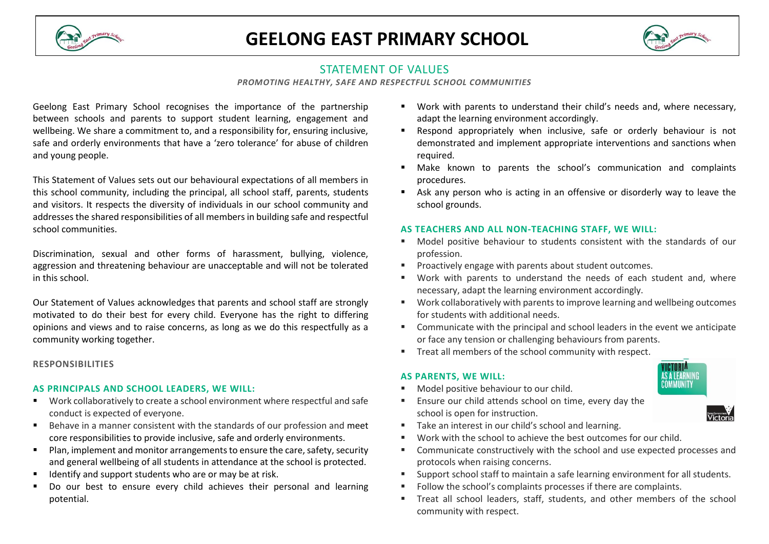# GEELONG EAST PRIMARY SCHOOL

## STATEMENT OF VALUES

***PROMOTING HEALTHY, SAFE AND RESPECTFUL SCHOOL COMMUNITIES***

Geelong East Primary School recognises the importance of the partnership between schools and parents to support student learning, engagement and wellbeing. We share a commitment to, and a responsibility for, ensuring inclusive, safe and orderly environments that have a 'zero tolerance' for abuse of children and young people.

This Statement of Values sets out our behavioural expectations of all members in this school community, including the principal, all school staff, parents, students and visitors. It respects the diversity of individuals in our school community and addresses the shared responsibilities of all members in building safe and respectful school communities.

Discrimination, sexual and other forms of harassment, bullying, violence, aggression and threatening behaviour are unacceptable and will not be tolerated in this school.

Our Statement of Values acknowledges that parents and school staff are strongly motivated to do their best for every child. Everyone has the right to differing opinions and views and to raise concerns, as long as we do this respectfully as a community working together.

### RESPONSIBILITIES

### AS PRINCIPALS AND SCHOOL LEADERS, WE WILL:

- Work collaboratively to create a school environment where respectful and safe conduct is expected of everyone.
- Behave in a manner consistent with the standards of our profession and meet core responsibilities to provide inclusive, safe and orderly environments.
- Plan, implement and monitor arrangements to ensure the care, safety, security and general wellbeing of all students in attendance at the school is protected.
- Identify and support students who are or may be at risk.
- Do our best to ensure every child achieves their personal and learning potential.
- Work with parents to understand their child's needs and, where necessary, adapt the learning environment accordingly.
- Respond appropriately when inclusive, safe or orderly behaviour is not demonstrated and implement appropriate interventions and sanctions when required.
- Make known to parents the school's communication and complaints procedures.
- Ask any person who is acting in an offensive or disorderly way to leave the school grounds.

### AS TEACHERS AND ALL NON-TEACHING STAFF, WE WILL:

- Model positive behaviour to students consistent with the standards of our profession.
- Proactively engage with parents about student outcomes.
- Work with parents to understand the needs of each student and, where necessary, adapt the learning environment accordingly.
- Work collaboratively with parents to improve learning and wellbeing outcomes for students with additional needs.
- Communicate with the principal and school leaders in the event we anticipate or face any tension or challenging behaviours from parents.
- Treat all members of the school community with respect.

### AS PARENTS, WE WILL:

- Model positive behaviour to our child.
- Ensure our child attends school on time, every day the school is open for instruction.
- Take an interest in our child's school and learning.
- Work with the school to achieve the best outcomes for our child.
- Communicate constructively with the school and use expected processes and protocols when raising concerns.
- Support school staff to maintain a safe learning environment for all students.
- Follow the school's complaints processes if there are complaints.
- Treat all school leaders, staff, students, and other members of the school community with respect.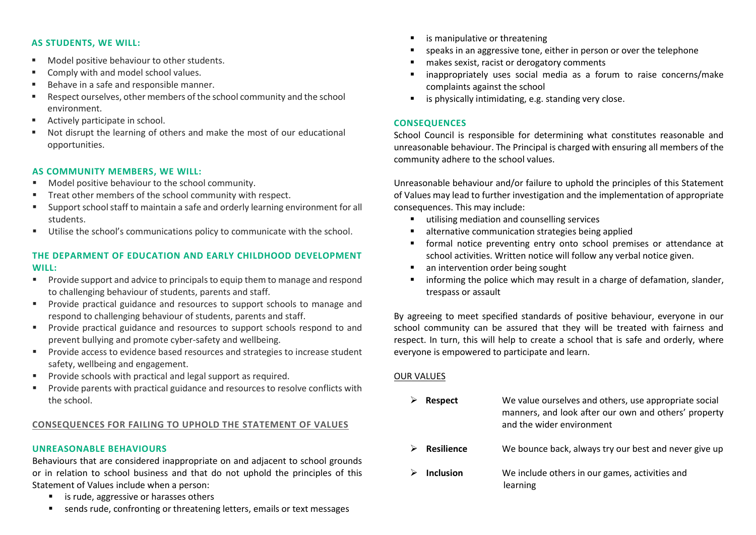### AS STUDENTS, WE WILL:

- Model positive behaviour to other students.
- Comply with and model school values.
- Behave in a safe and responsible manner.
- Respect ourselves, other members of the school community and the school environment.
- Actively participate in school.
- Not disrupt the learning of others and make the most of our educational opportunities.

### AS COMMUNITY MEMBERS, WE WILL:

- Model positive behaviour to the school community.
- Treat other members of the school community with respect.
- Support school staff to maintain a safe and orderly learning environment for all students.
- Utilise the school's communications policy to communicate with the school.

### THE DEPARMENT OF EDUCATION AND EARLY CHILDHOOD DEVELOPMENT WILL:

- Provide support and advice to principals to equip them to manage and respond to challenging behaviour of students, parents and staff.
- Provide practical guidance and resources to support schools to manage and respond to challenging behaviour of students, parents and staff.
- Provide practical guidance and resources to support schools respond to and prevent bullying and promote cyber-safety and wellbeing.
- Provide access to evidence based resources and strategies to increase student safety, wellbeing and engagement.
- Provide schools with practical and legal support as required.
- Provide parents with practical guidance and resources to resolve conflicts with the school.

## CONSEQUENCES FOR FAILING TO UPHOLD THE STATEMENT OF VALUES

### UNREASONABLE BEHAVIOURS

Behaviours that are considered inappropriate on and adjacent to school grounds or in relation to school business and that do not uphold the principles of this Statement of Values include when a person:

- is rude, aggressive or harasses others
- sends rude, confronting or threatening letters, emails or text messages
- is manipulative or threatening
- speaks in an aggressive tone, either in person or over the telephone
- makes sexist, racist or derogatory comments
- inappropriately uses social media as a forum to raise concerns/make complaints against the school
- is physically intimidating, e.g. standing very close.

### CONSEQUENCES

School Council is responsible for determining what constitutes reasonable and unreasonable behaviour. The Principal is charged with ensuring all members of the community adhere to the school values.

Unreasonable behaviour and/or failure to uphold the principles of this Statement of Values may lead to further investigation and the implementation of appropriate consequences. This may include:

- utilising mediation and counselling services
- alternative communication strategies being applied
- formal notice preventing entry onto school premises or attendance at school activities. Written notice will follow any verbal notice given.
- an intervention order being sought
- informing the police which may result in a charge of defamation, slander, trespass or assault

By agreeing to meet specified standards of positive behaviour, everyone in our school community can be assured that they will be treated with fairness and respect. In turn, this will help to create a school that is safe and orderly, where everyone is empowered to participate and learn.

## OUR VALUES

- **Respect** — We value ourselves and others, use appropriate social manners, and look after our own and others' property and the wider environment
- **Resilience** — We bounce back, always try our best and never give up
- **Inclusion** — We include others in our games, activities and learning